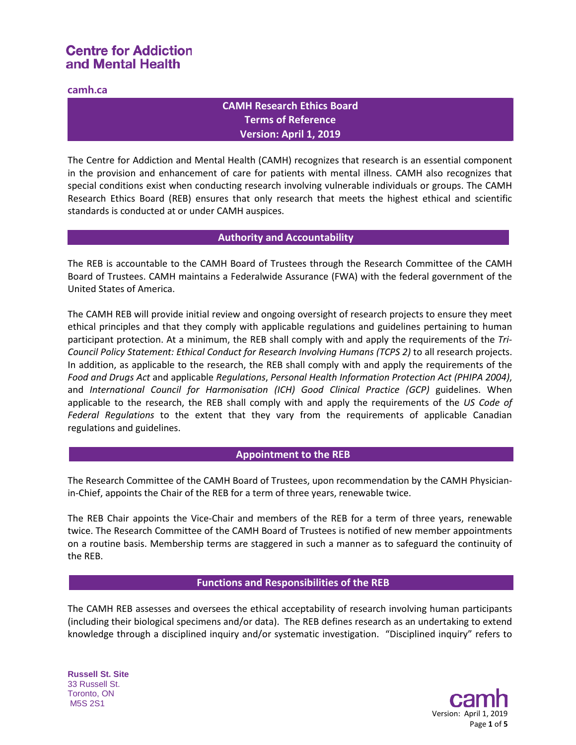# Centre for Addiction and Mental Health

camh.ca

## CAMH Research Ethics Board
## Terms of Reference
## Version: April 1, 2019

The Centre for Addiction and Mental Health (CAMH) recognizes that research is an essential component in the provision and enhancement of care for patients with mental illness. CAMH also recognizes that special conditions exist when conducting research involving vulnerable individuals or groups. The CAMH Research Ethics Board (REB) ensures that only research that meets the highest ethical and scientific standards is conducted at or under CAMH auspices.

## Authority and Accountability

The REB is accountable to the CAMH Board of Trustees through the Research Committee of the CAMH Board of Trustees. CAMH maintains a Federalwide Assurance (FWA) with the federal government of the United States of America.

The CAMH REB will provide initial review and ongoing oversight of research projects to ensure they meet ethical principles and that they comply with applicable regulations and guidelines pertaining to human participant protection. At a minimum, the REB shall comply with and apply the requirements of the *Tri-Council Policy Statement: Ethical Conduct for Research Involving Humans (TCPS 2)* to all research projects. In addition, as applicable to the research, the REB shall comply with and apply the requirements of the *Food and Drugs Act* and applicable *Regulations*, *Personal Health Information Protection Act (PHIPA 2004)*, and *International Council for Harmonisation (ICH) Good Clinical Practice (GCP)* guidelines. When applicable to the research, the REB shall comply with and apply the requirements of the *US Code of Federal Regulations* to the extent that they vary from the requirements of applicable Canadian regulations and guidelines.

## Appointment to the REB

The Research Committee of the CAMH Board of Trustees, upon recommendation by the CAMH Physician-in-Chief, appoints the Chair of the REB for a term of three years, renewable twice.

The REB Chair appoints the Vice-Chair and members of the REB for a term of three years, renewable twice. The Research Committee of the CAMH Board of Trustees is notified of new member appointments on a routine basis. Membership terms are staggered in such a manner as to safeguard the continuity of the REB.

## Functions and Responsibilities of the REB

The CAMH REB assesses and oversees the ethical acceptability of research involving human participants (including their biological specimens and/or data). The REB defines research as an undertaking to extend knowledge through a disciplined inquiry and/or systematic investigation. "Disciplined inquiry" refers to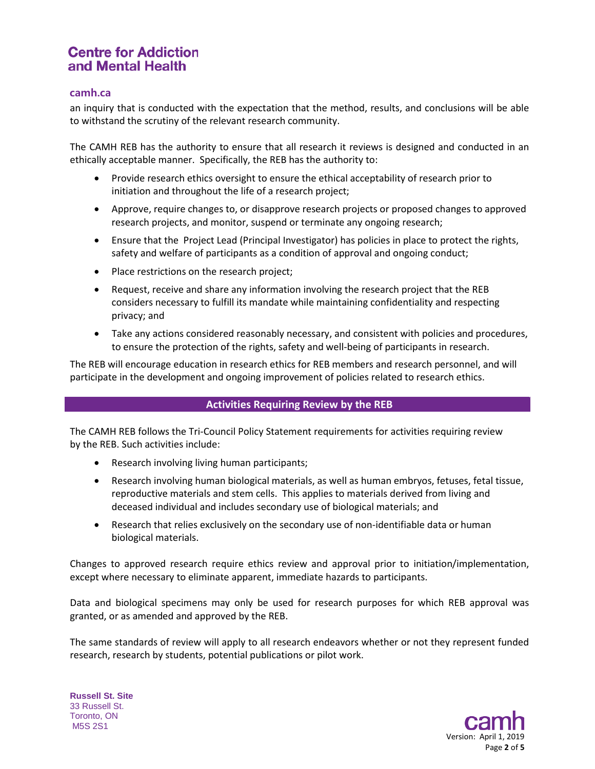an inquiry that is conducted with the expectation that the method, results, and conclusions will be able to withstand the scrutiny of the relevant research community.

The CAMH REB has the authority to ensure that all research it reviews is designed and conducted in an ethically acceptable manner. Specifically, the REB has the authority to:

- Provide research ethics oversight to ensure the ethical acceptability of research prior to initiation and throughout the life of a research project;
- Approve, require changes to, or disapprove research projects or proposed changes to approved research projects, and monitor, suspend or terminate any ongoing research;
- Ensure that the Project Lead (Principal Investigator) has policies in place to protect the rights, safety and welfare of participants as a condition of approval and ongoing conduct;
- Place restrictions on the research project;
- Request, receive and share any information involving the research project that the REB considers necessary to fulfill its mandate while maintaining confidentiality and respecting privacy; and
- Take any actions considered reasonably necessary, and consistent with policies and procedures, to ensure the protection of the rights, safety and well-being of participants in research.

The REB will encourage education in research ethics for REB members and research personnel, and will participate in the development and ongoing improvement of policies related to research ethics.

## Activities Requiring Review by the REB

The CAMH REB follows the Tri-Council Policy Statement requirements for activities requiring review by the REB. Such activities include:

- Research involving living human participants;
- Research involving human biological materials, as well as human embryos, fetuses, fetal tissue, reproductive materials and stem cells. This applies to materials derived from living and deceased individual and includes secondary use of biological materials; and
- Research that relies exclusively on the secondary use of non-identifiable data or human biological materials.

Changes to approved research require ethics review and approval prior to initiation/implementation, except where necessary to eliminate apparent, immediate hazards to participants.

Data and biological specimens may only be used for research purposes for which REB approval was granted, or as amended and approved by the REB.

The same standards of review will apply to all research endeavors whether or not they represent funded research, research by students, potential publications or pilot work.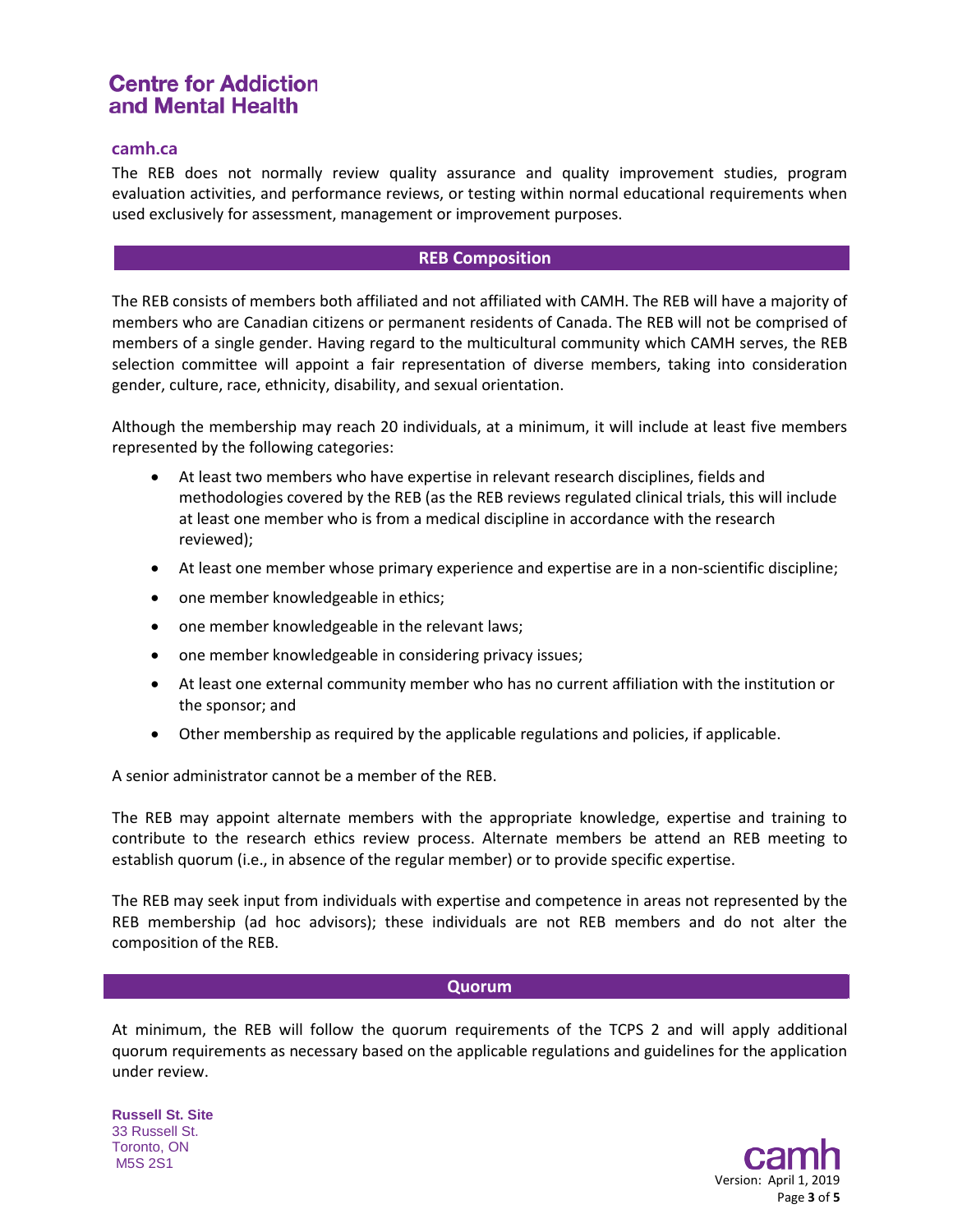The REB does not normally review quality assurance and quality improvement studies, program evaluation activities, and performance reviews, or testing within normal educational requirements when used exclusively for assessment, management or improvement purposes.

## REB Composition

The REB consists of members both affiliated and not affiliated with CAMH. The REB will have a majority of members who are Canadian citizens or permanent residents of Canada. The REB will not be comprised of members of a single gender. Having regard to the multicultural community which CAMH serves, the REB selection committee will appoint a fair representation of diverse members, taking into consideration gender, culture, race, ethnicity, disability, and sexual orientation.

Although the membership may reach 20 individuals, at a minimum, it will include at least five members represented by the following categories:

- At least two members who have expertise in relevant research disciplines, fields and methodologies covered by the REB (as the REB reviews regulated clinical trials, this will include at least one member who is from a medical discipline in accordance with the research reviewed);
- At least one member whose primary experience and expertise are in a non-scientific discipline;
- one member knowledgeable in ethics;
- one member knowledgeable in the relevant laws;
- one member knowledgeable in considering privacy issues;
- At least one external community member who has no current affiliation with the institution or the sponsor; and
- Other membership as required by the applicable regulations and policies, if applicable.

A senior administrator cannot be a member of the REB.

The REB may appoint alternate members with the appropriate knowledge, expertise and training to contribute to the research ethics review process. Alternate members be attend an REB meeting to establish quorum (i.e., in absence of the regular member) or to provide specific expertise.

The REB may seek input from individuals with expertise and competence in areas not represented by the REB membership (ad hoc advisors); these individuals are not REB members and do not alter the composition of the REB.

## Quorum

At minimum, the REB will follow the quorum requirements of the TCPS 2 and will apply additional quorum requirements as necessary based on the applicable regulations and guidelines for the application under review.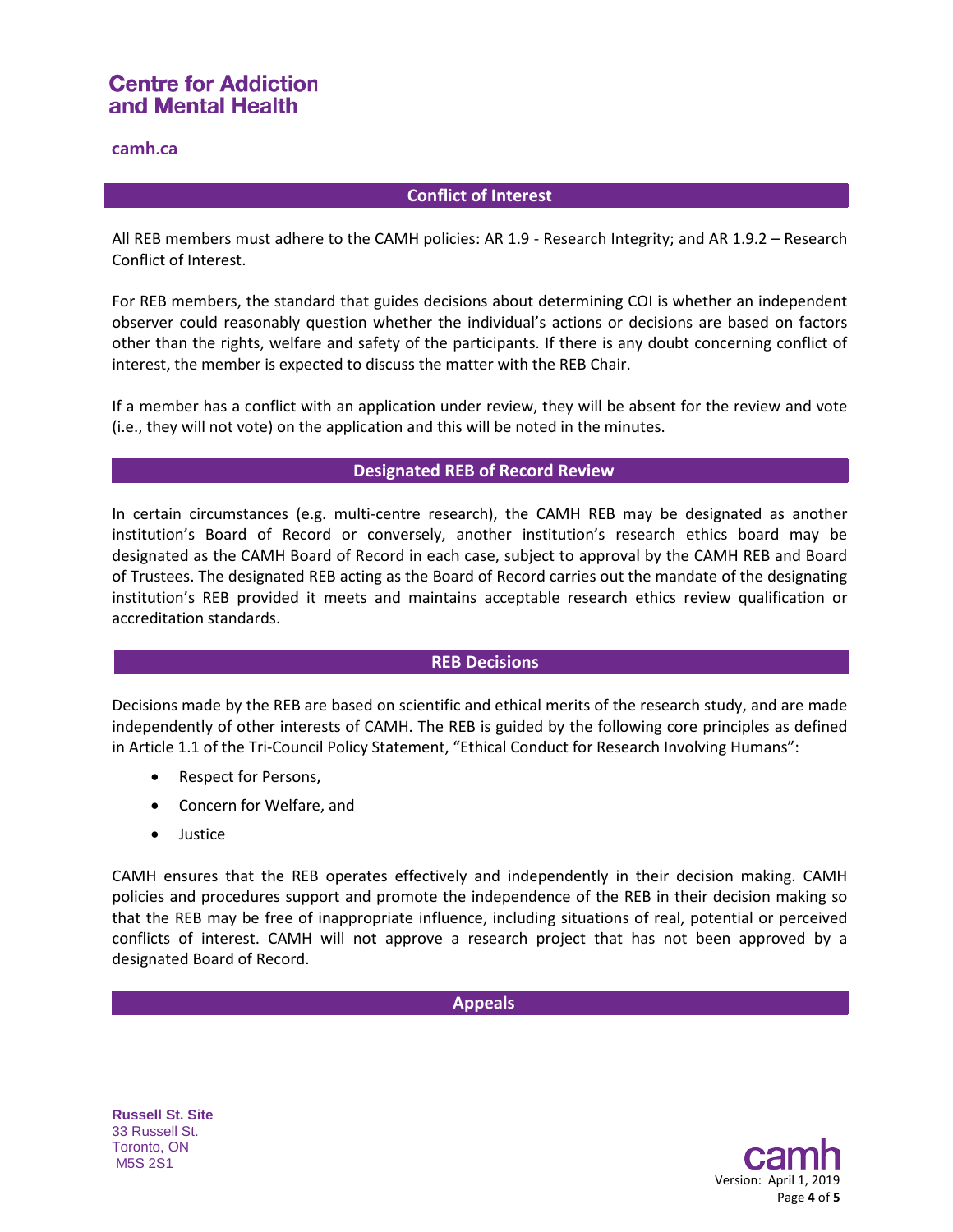## Conflict of Interest

All REB members must adhere to the CAMH policies: AR 1.9 - Research Integrity; and AR 1.9.2 – Research Conflict of Interest.

For REB members, the standard that guides decisions about determining COI is whether an independent observer could reasonably question whether the individual's actions or decisions are based on factors other than the rights, welfare and safety of the participants. If there is any doubt concerning conflict of interest, the member is expected to discuss the matter with the REB Chair.

If a member has a conflict with an application under review, they will be absent for the review and vote (i.e., they will not vote) on the application and this will be noted in the minutes.

## Designated REB of Record Review

In certain circumstances (e.g. multi-centre research), the CAMH REB may be designated as another institution's Board of Record or conversely, another institution's research ethics board may be designated as the CAMH Board of Record in each case, subject to approval by the CAMH REB and Board of Trustees. The designated REB acting as the Board of Record carries out the mandate of the designating institution's REB provided it meets and maintains acceptable research ethics review qualification or accreditation standards.

## REB Decisions

Decisions made by the REB are based on scientific and ethical merits of the research study, and are made independently of other interests of CAMH. The REB is guided by the following core principles as defined in Article 1.1 of the Tri-Council Policy Statement, "Ethical Conduct for Research Involving Humans":

- Respect for Persons,
- Concern for Welfare, and
- Justice

CAMH ensures that the REB operates effectively and independently in their decision making. CAMH policies and procedures support and promote the independence of the REB in their decision making so that the REB may be free of inappropriate influence, including situations of real, potential or perceived conflicts of interest. CAMH will not approve a research project that has not been approved by a designated Board of Record.

## Appeals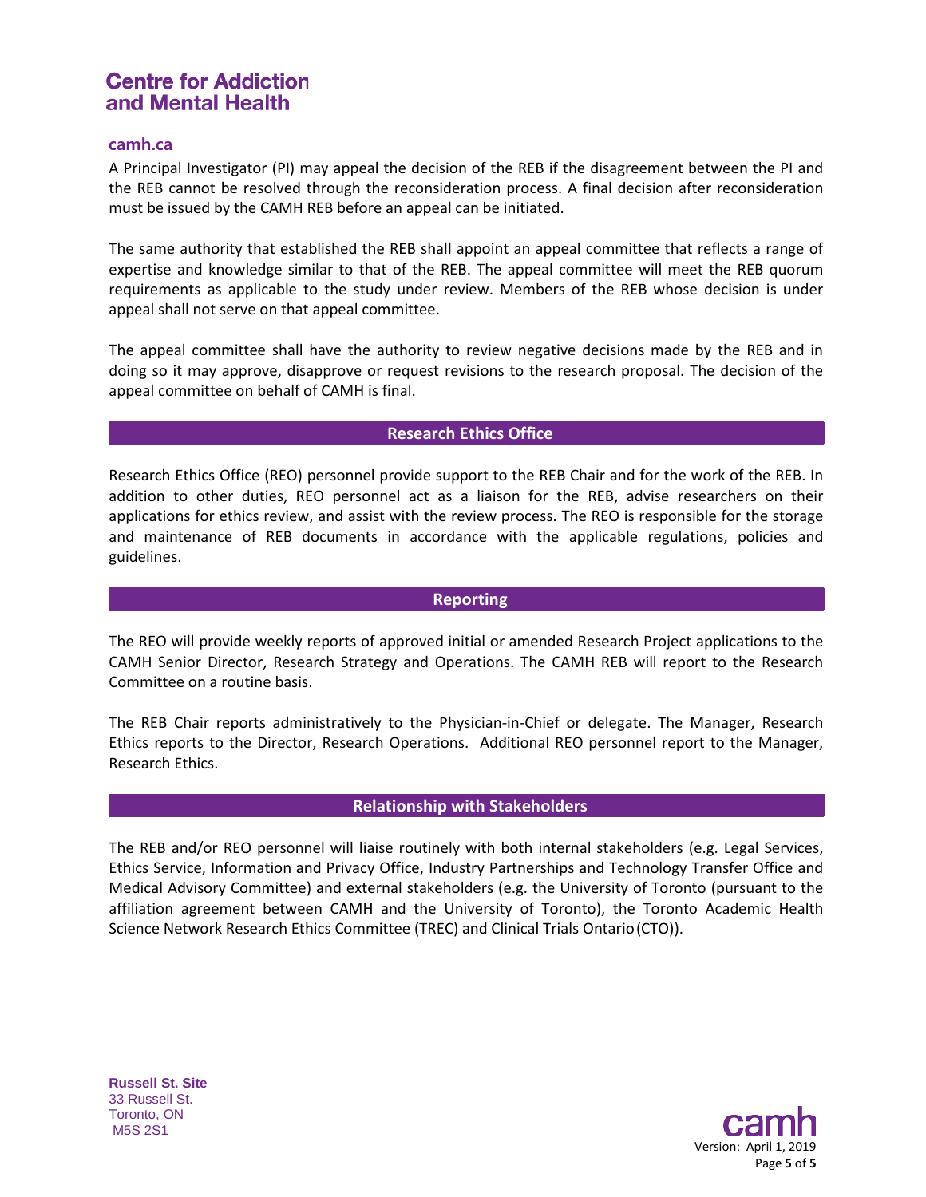A Principal Investigator (PI) may appeal the decision of the REB if the disagreement between the PI and the REB cannot be resolved through the reconsideration process. A final decision after reconsideration must be issued by the CAMH REB before an appeal can be initiated.

The same authority that established the REB shall appoint an appeal committee that reflects a range of expertise and knowledge similar to that of the REB. The appeal committee will meet the REB quorum requirements as applicable to the study under review. Members of the REB whose decision is under appeal shall not serve on that appeal committee.

The appeal committee shall have the authority to review negative decisions made by the REB and in doing so it may approve, disapprove or request revisions to the research proposal. The decision of the appeal committee on behalf of CAMH is final.

## Research Ethics Office

Research Ethics Office (REO) personnel provide support to the REB Chair and for the work of the REB. In addition to other duties, REO personnel act as a liaison for the REB, advise researchers on their applications for ethics review, and assist with the review process. The REO is responsible for the storage and maintenance of REB documents in accordance with the applicable regulations, policies and guidelines.

## Reporting

The REO will provide weekly reports of approved initial or amended Research Project applications to the CAMH Senior Director, Research Strategy and Operations. The CAMH REB will report to the Research Committee on a routine basis.

The REB Chair reports administratively to the Physician-in-Chief or delegate. The Manager, Research Ethics reports to the Director, Research Operations. Additional REO personnel report to the Manager, Research Ethics.

## Relationship with Stakeholders

The REB and/or REO personnel will liaise routinely with both internal stakeholders (e.g. Legal Services, Ethics Service, Information and Privacy Office, Industry Partnerships and Technology Transfer Office and Medical Advisory Committee) and external stakeholders (e.g. the University of Toronto (pursuant to the affiliation agreement between CAMH and the University of Toronto), the Toronto Academic Health Science Network Research Ethics Committee (TREC) and Clinical Trials Ontario (CTO)).